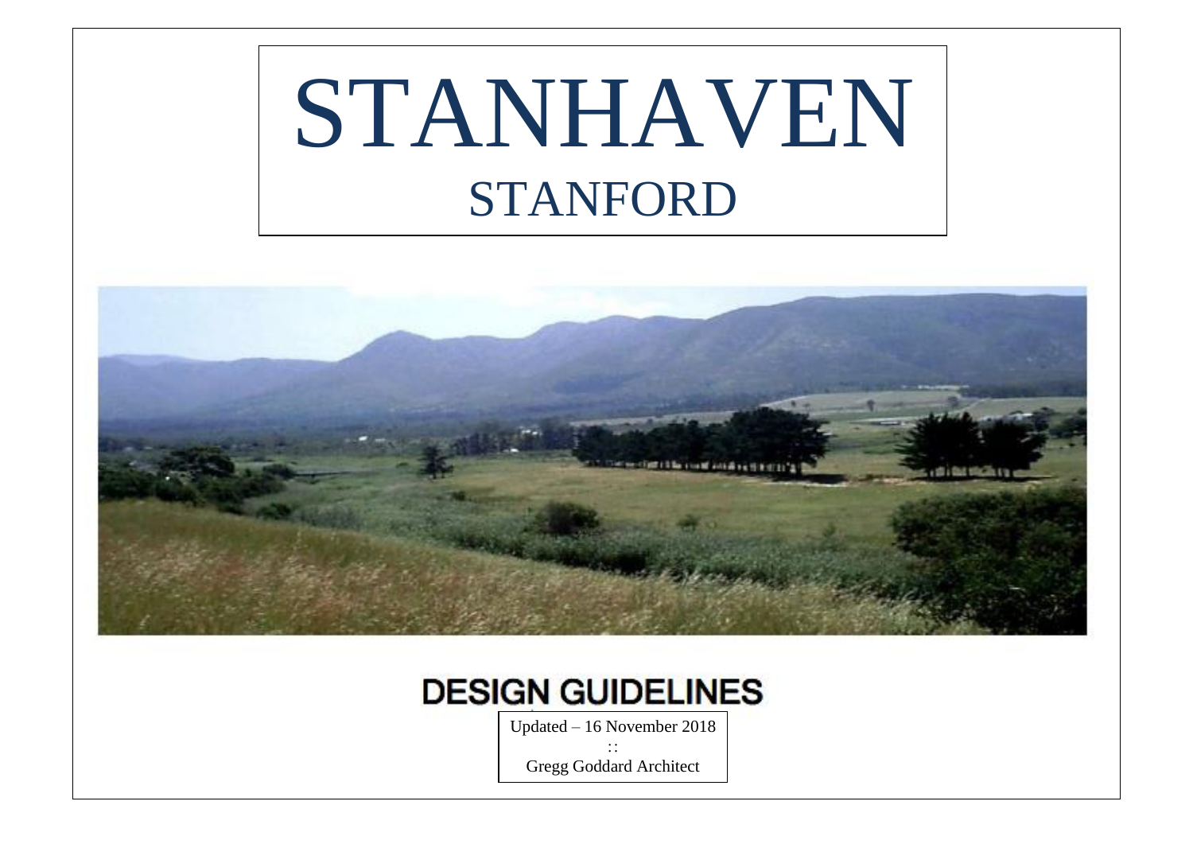# STANHAVEN

## STANFORD

## DESIGN GUIDELINES

Updated – 16 November 2018

::

Gregg Goddard Architect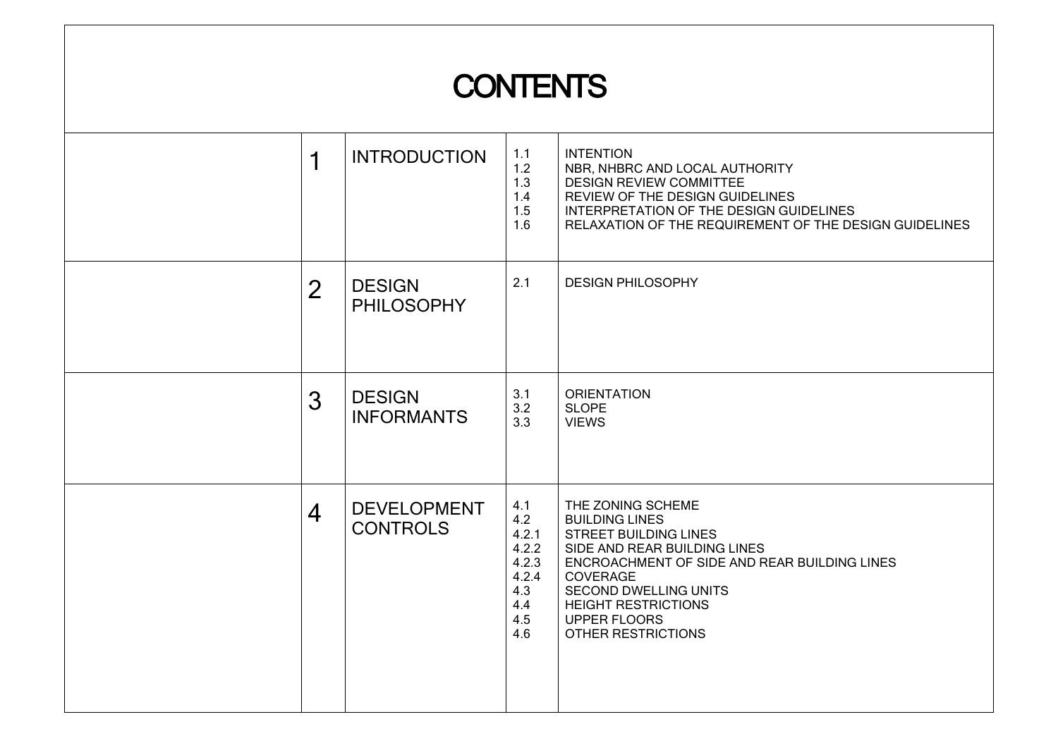# CONTENTS

| | | | |
|---|---|---|---|
| 1 | INTRODUCTION | 1.1<br>1.2<br>1.3<br>1.4<br>1.5<br>1.6 | INTENTION<br>NBR, NHBRC AND LOCAL AUTHORITY<br>DESIGN REVIEW COMMITTEE<br>REVIEW OF THE DESIGN GUIDELINES<br>INTERPRETATION OF THE DESIGN GUIDELINES<br>RELAXATION OF THE REQUIREMENT OF THE DESIGN GUIDELINES |
| 2 | DESIGN PHILOSOPHY | 2.1 | DESIGN PHILOSOPHY |
| 3 | DESIGN INFORMANTS | 3.1<br>3.2<br>3.3 | ORIENTATION<br>SLOPE<br>VIEWS |
| 4 | DEVELOPMENT CONTROLS | 4.1<br>4.2<br>4.2.1<br>4.2.2<br>4.2.3<br>4.2.4<br>4.3<br>4.4<br>4.5<br>4.6 | THE ZONING SCHEME<br>BUILDING LINES<br>STREET BUILDING LINES<br>SIDE AND REAR BUILDING LINES<br>ENCROACHMENT OF SIDE AND REAR BUILDING LINES<br>COVERAGE<br>SECOND DWELLING UNITS<br>HEIGHT RESTRICTIONS<br>UPPER FLOORS<br>OTHER RESTRICTIONS |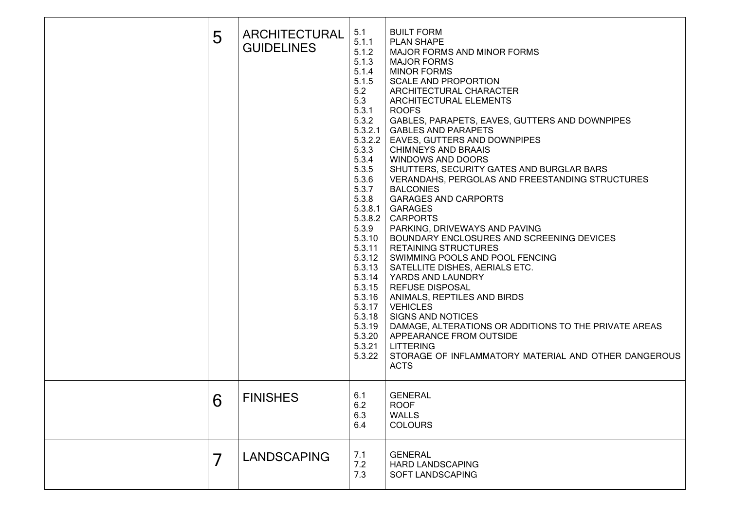| | | | | |
|---|---|---|---|---|
| | 5 | ARCHITECTURAL GUIDELINES | 5.1<br>5.1.1<br>5.1.2<br>5.1.3<br>5.1.4<br>5.1.5<br>5.2<br>5.3<br>5.3.1<br>5.3.2<br>5.3.2.1<br>5.3.2.2<br>5.3.3<br>5.3.4<br>5.3.5<br>5.3.6<br>5.3.7<br>5.3.8<br>5.3.8.1<br>5.3.8.2<br>5.3.9<br>5.3.10<br>5.3.11<br>5.3.12<br>5.3.13<br>5.3.14<br>5.3.15<br>5.3.16<br>5.3.17<br>5.3.18<br>5.3.19<br>5.3.20<br>5.3.21<br>5.3.22 | BUILT FORM<br>PLAN SHAPE<br>MAJOR FORMS AND MINOR FORMS<br>MAJOR FORMS<br>MINOR FORMS<br>SCALE AND PROPORTION<br>ARCHITECTURAL CHARACTER<br>ARCHITECTURAL ELEMENTS<br>ROOFS<br>GABLES, PARAPETS, EAVES, GUTTERS AND DOWNPIPES<br>GABLES AND PARAPETS<br>EAVES, GUTTERS AND DOWNPIPES<br>CHIMNEYS AND BRAAIS<br>WINDOWS AND DOORS<br>SHUTTERS, SECURITY GATES AND BURGLAR BARS<br>VERANDAHS, PERGOLAS AND FREESTANDING STRUCTURES<br>BALCONIES<br>GARAGES AND CARPORTS<br>GARAGES<br>CARPORTS<br>PARKING, DRIVEWAYS AND PAVING<br>BOUNDARY ENCLOSURES AND SCREENING DEVICES<br>RETAINING STRUCTURES<br>SWIMMING POOLS AND POOL FENCING<br>SATELLITE DISHES, AERIALS ETC.<br>YARDS AND LAUNDRY<br>REFUSE DISPOSAL<br>ANIMALS, REPTILES AND BIRDS<br>VEHICLES<br>SIGNS AND NOTICES<br>DAMAGE, ALTERATIONS OR ADDITIONS TO THE PRIVATE AREAS<br>APPEARANCE FROM OUTSIDE<br>LITTERING<br>STORAGE OF INFLAMMATORY MATERIAL AND OTHER DANGEROUS ACTS |
| | 6 | FINISHES | 6.1<br>6.2<br>6.3<br>6.4 | GENERAL<br>ROOF<br>WALLS<br>COLOURS |
| | 7 | LANDSCAPING | 7.1<br>7.2<br>7.3 | GENERAL<br>HARD LANDSCAPING<br>SOFT LANDSCAPING |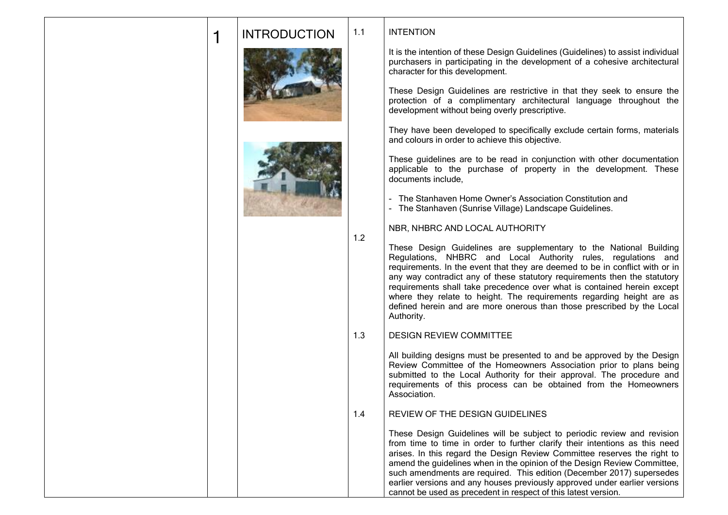# 1 INTRODUCTION

## 1.1 INTENTION

It is the intention of these Design Guidelines (Guidelines) to assist individual purchasers in participating in the development of a cohesive architectural character for this development.

These Design Guidelines are restrictive in that they seek to ensure the protection of a complimentary architectural language throughout the development without being overly prescriptive.

They have been developed to specifically exclude certain forms, materials and colours in order to achieve this objective.

These guidelines are to be read in conjunction with other documentation applicable to the purchase of property in the development. These documents include,

- The Stanhaven Home Owner's Association Constitution and
- The Stanhaven (Sunrise Village) Landscape Guidelines.

## 1.2 NBR, NHBRC AND LOCAL AUTHORITY

These Design Guidelines are supplementary to the National Building Regulations, NHBRC and Local Authority rules, regulations and requirements. In the event that they are deemed to be in conflict with or in any way contradict any of these statutory requirements then the statutory requirements shall take precedence over what is contained herein except where they relate to height. The requirements regarding height are as defined herein and are more onerous than those prescribed by the Local Authority.

## 1.3 DESIGN REVIEW COMMITTEE

All building designs must be presented to and be approved by the Design Review Committee of the Homeowners Association prior to plans being submitted to the Local Authority for their approval. The procedure and requirements of this process can be obtained from the Homeowners Association.

## 1.4 REVIEW OF THE DESIGN GUIDELINES

These Design Guidelines will be subject to periodic review and revision from time to time in order to further clarify their intentions as this need arises. In this regard the Design Review Committee reserves the right to amend the guidelines when in the opinion of the Design Review Committee, such amendments are required. This edition (December 2017) supersedes earlier versions and any houses previously approved under earlier versions cannot be used as precedent in respect of this latest version.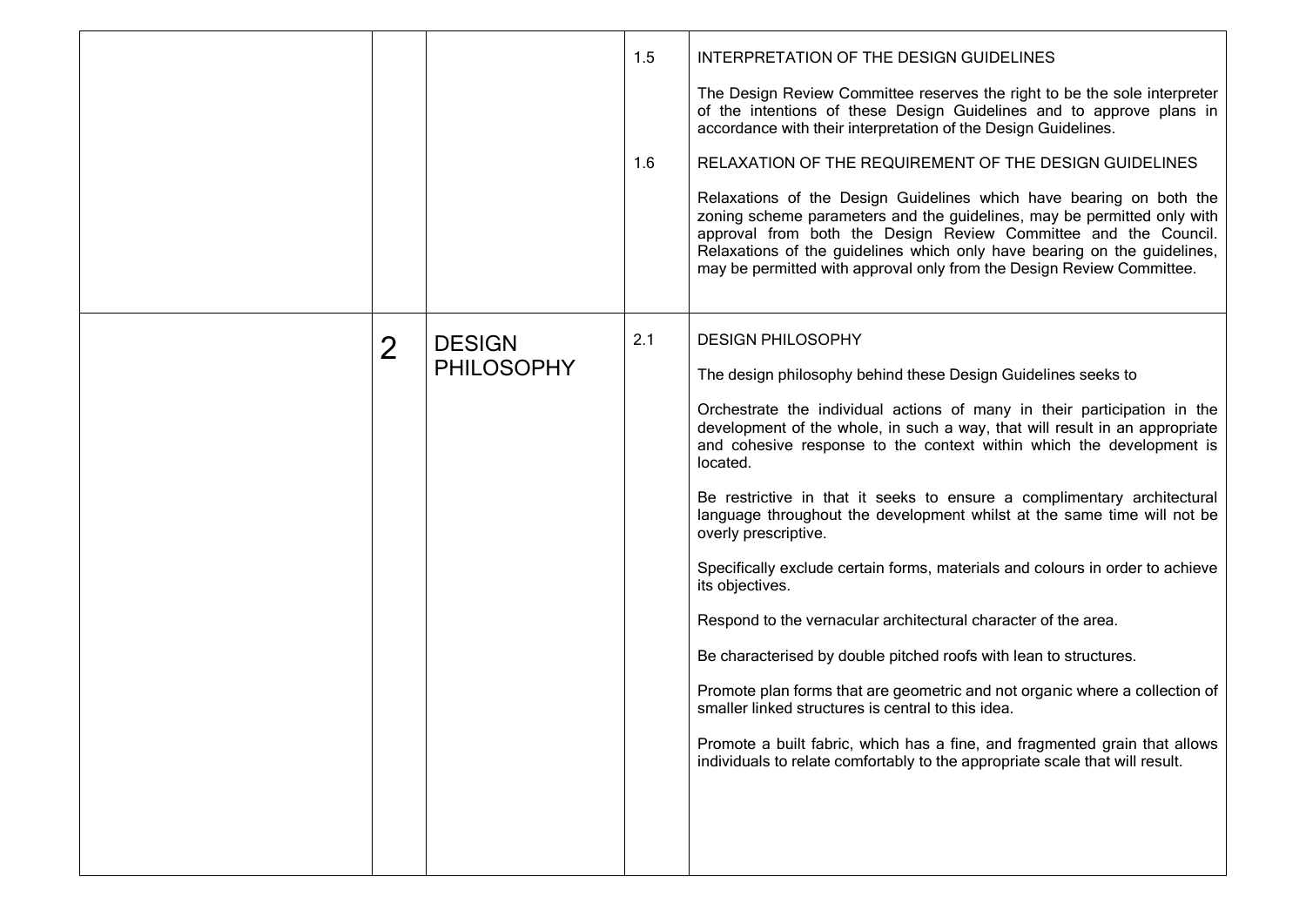### 1.5 INTERPRETATION OF THE DESIGN GUIDELINES

The Design Review Committee reserves the right to be the sole interpreter of the intentions of these Design Guidelines and to approve plans in accordance with their interpretation of the Design Guidelines.

### 1.6 RELAXATION OF THE REQUIREMENT OF THE DESIGN GUIDELINES

Relaxations of the Design Guidelines which have bearing on both the zoning scheme parameters and the guidelines, may be permitted only with approval from both the Design Review Committee and the Council. Relaxations of the guidelines which only have bearing on the guidelines, may be permitted with approval only from the Design Review Committee.

## 2 DESIGN PHILOSOPHY

### 2.1 DESIGN PHILOSOPHY

The design philosophy behind these Design Guidelines seeks to

Orchestrate the individual actions of many in their participation in the development of the whole, in such a way, that will result in an appropriate and cohesive response to the context within which the development is located.

Be restrictive in that it seeks to ensure a complimentary architectural language throughout the development whilst at the same time will not be overly prescriptive.

Specifically exclude certain forms, materials and colours in order to achieve its objectives.

Respond to the vernacular architectural character of the area.

Be characterised by double pitched roofs with lean to structures.

Promote plan forms that are geometric and not organic where a collection of smaller linked structures is central to this idea.

Promote a built fabric, which has a fine, and fragmented grain that allows individuals to relate comfortably to the appropriate scale that will result.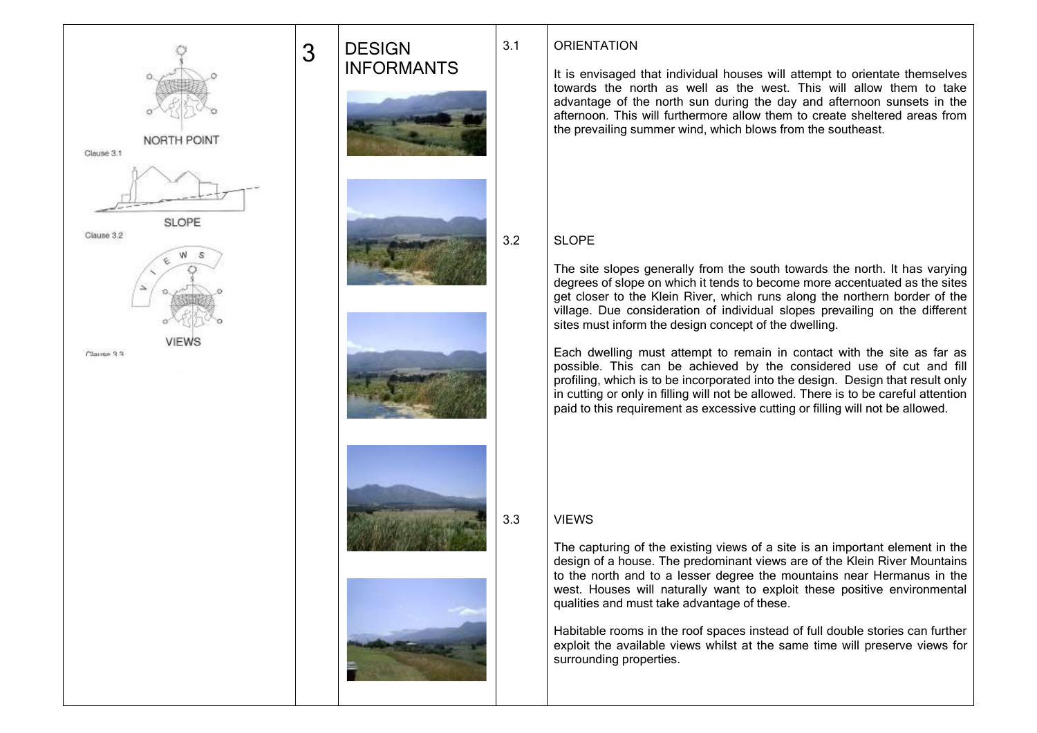NORTH POINT

Clause 3.1

SLOPE

Clause 3.2

VIEWS

Clause 3.3

# 3 DESIGN INFORMANTS

## 3.1 ORIENTATION

It is envisaged that individual houses will attempt to orientate themselves towards the north as well as the west. This will allow them to take advantage of the north sun during the day and afternoon sunsets in the afternoon. This will furthermore allow them to create sheltered areas from the prevailing summer wind, which blows from the southeast.

## 3.2 SLOPE

The site slopes generally from the south towards the north. It has varying degrees of slope on which it tends to become more accentuated as the sites get closer to the Klein River, which runs along the northern border of the village. Due consideration of individual slopes prevailing on the different sites must inform the design concept of the dwelling.

Each dwelling must attempt to remain in contact with the site as far as possible. This can be achieved by the considered use of cut and fill profiling, which is to be incorporated into the design. Design that result only in cutting or only in filling will not be allowed. There is to be careful attention paid to this requirement as excessive cutting or filling will not be allowed.

## 3.3 VIEWS

The capturing of the existing views of a site is an important element in the design of a house. The predominant views are of the Klein River Mountains to the north and to a lesser degree the mountains near Hermanus in the west. Houses will naturally want to exploit these positive environmental qualities and must take advantage of these.

Habitable rooms in the roof spaces instead of full double stories can further exploit the available views whilst at the same time will preserve views for surrounding properties.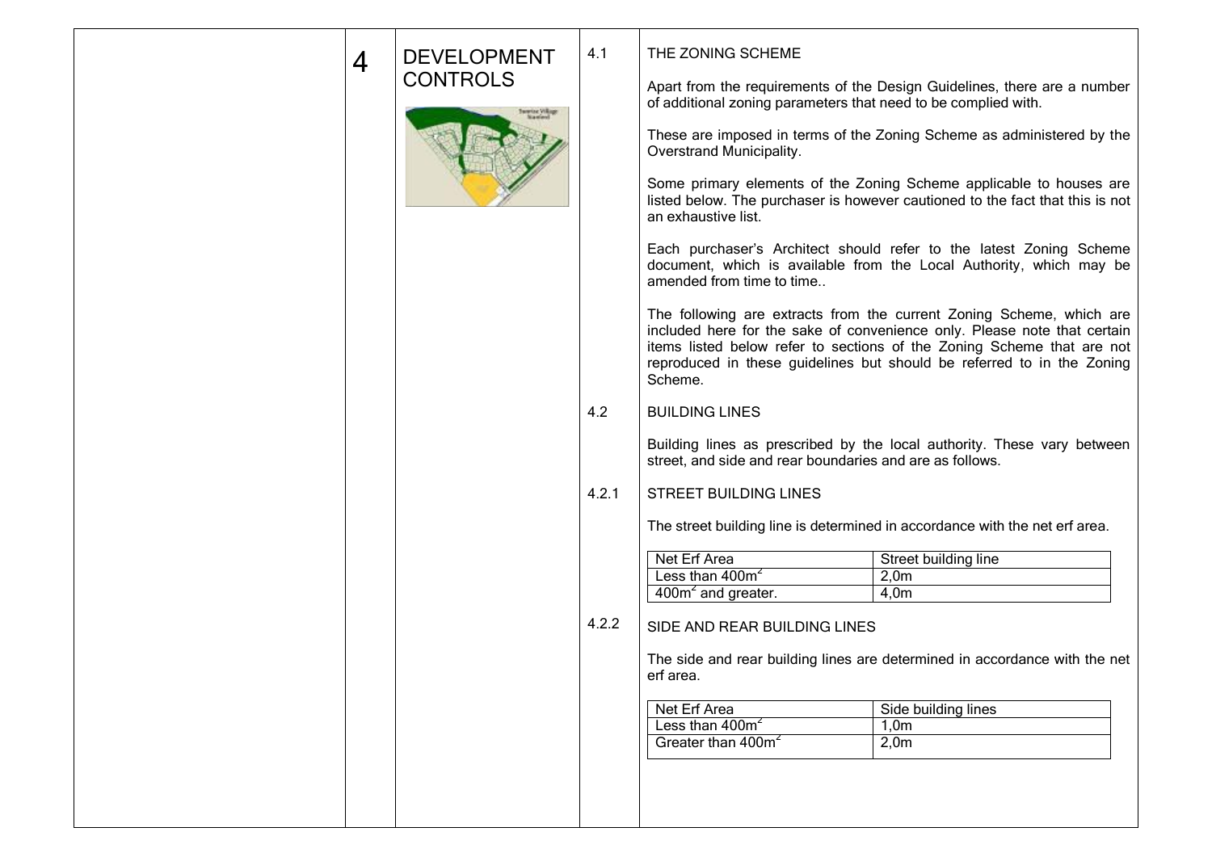# 4 DEVELOPMENT CONTROLS

## 4.1 THE ZONING SCHEME

Apart from the requirements of the Design Guidelines, there are a number of additional zoning parameters that need to be complied with.

These are imposed in terms of the Zoning Scheme as administered by the Overstrand Municipality.

Some primary elements of the Zoning Scheme applicable to houses are listed below. The purchaser is however cautioned to the fact that this is not an exhaustive list.

Each purchaser's Architect should refer to the latest Zoning Scheme document, which is available from the Local Authority, which may be amended from time to time..

The following are extracts from the current Zoning Scheme, which are included here for the sake of convenience only. Please note that certain items listed below refer to sections of the Zoning Scheme that are not reproduced in these guidelines but should be referred to in the Zoning Scheme.

## 4.2 BUILDING LINES

Building lines as prescribed by the local authority. These vary between street, and side and rear boundaries and are as follows.

### 4.2.1 STREET BUILDING LINES

The street building line is determined in accordance with the net erf area.

| Net Erf Area | Street building line |
|---|---|
| Less than $400m^2$ | 2,0m |
| $400m^2$ and greater. | 4,0m |

### 4.2.2 SIDE AND REAR BUILDING LINES

The side and rear building lines are determined in accordance with the net erf area.

| Net Erf Area | Side building lines |
|---|---|
| Less than $400m^2$ | 1,0m |
| Greater than $400m^2$ | 2,0m |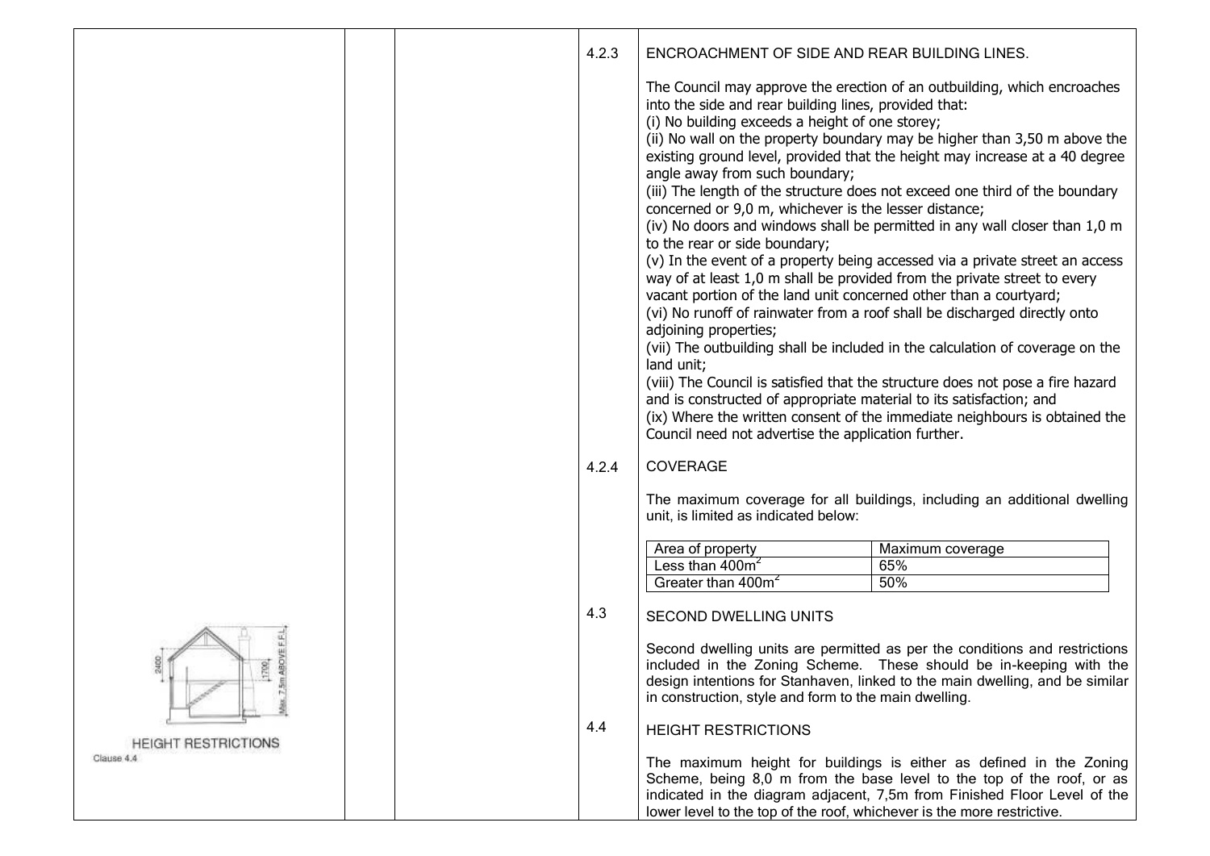### 4.2.3 ENCROACHMENT OF SIDE AND REAR BUILDING LINES.

The Council may approve the erection of an outbuilding, which encroaches into the side and rear building lines, provided that:
(i) No building exceeds a height of one storey;
(ii) No wall on the property boundary may be higher than 3,50 m above the existing ground level, provided that the height may increase at a 40 degree angle away from such boundary;
(iii) The length of the structure does not exceed one third of the boundary concerned or 9,0 m, whichever is the lesser distance;
(iv) No doors and windows shall be permitted in any wall closer than 1,0 m to the rear or side boundary;
(v) In the event of a property being accessed via a private street an access way of at least 1,0 m shall be provided from the private street to every vacant portion of the land unit concerned other than a courtyard;
(vi) No runoff of rainwater from a roof shall be discharged directly onto adjoining properties;
(vii) The outbuilding shall be included in the calculation of coverage on the land unit;
(viii) The Council is satisfied that the structure does not pose a fire hazard and is constructed of appropriate material to its satisfaction; and
(ix) Where the written consent of the immediate neighbours is obtained the Council need not advertise the application further.

### 4.2.4 COVERAGE

The maximum coverage for all buildings, including an additional dwelling unit, is limited as indicated below:

| Area of property | Maximum coverage |
|---|---|
| Less than 400m$^2$ | 65% |
| Greater than 400m$^2$ | 50% |

### 4.3 SECOND DWELLING UNITS

Second dwelling units are permitted as per the conditions and restrictions included in the Zoning Scheme. These should be in-keeping with the design intentions for Stanhaven, linked to the main dwelling, and be similar in construction, style and form to the main dwelling.

### 4.4 HEIGHT RESTRICTIONS

The maximum height for buildings is either as defined in the Zoning Scheme, being 8,0 m from the base level to the top of the roof, or as indicated in the diagram adjacent, 7,5m from Finished Floor Level of the lower level to the top of the roof, whichever is the more restrictive.

2400 1700 Max. 7.5m ABOVE F.F.L.

HEIGHT RESTRICTIONS
Clause 4.4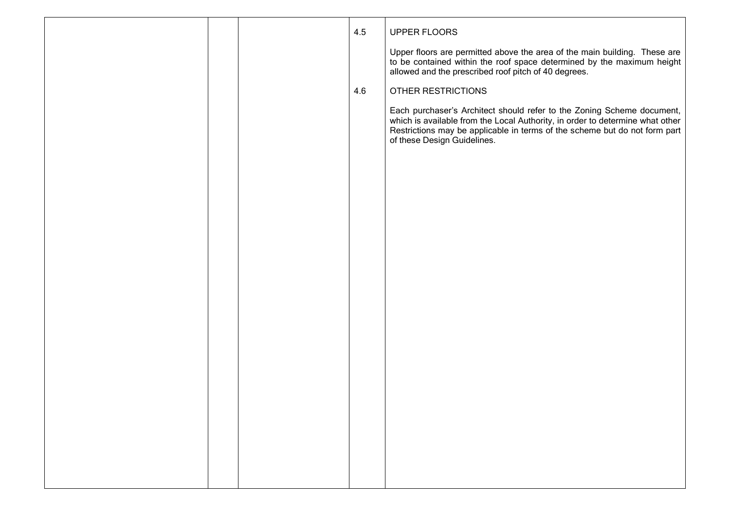4.5 UPPER FLOORS

Upper floors are permitted above the area of the main building. These are to be contained within the roof space determined by the maximum height allowed and the prescribed roof pitch of 40 degrees.

4.6 OTHER RESTRICTIONS

Each purchaser's Architect should refer to the Zoning Scheme document, which is available from the Local Authority, in order to determine what other Restrictions may be applicable in terms of the scheme but do not form part of these Design Guidelines.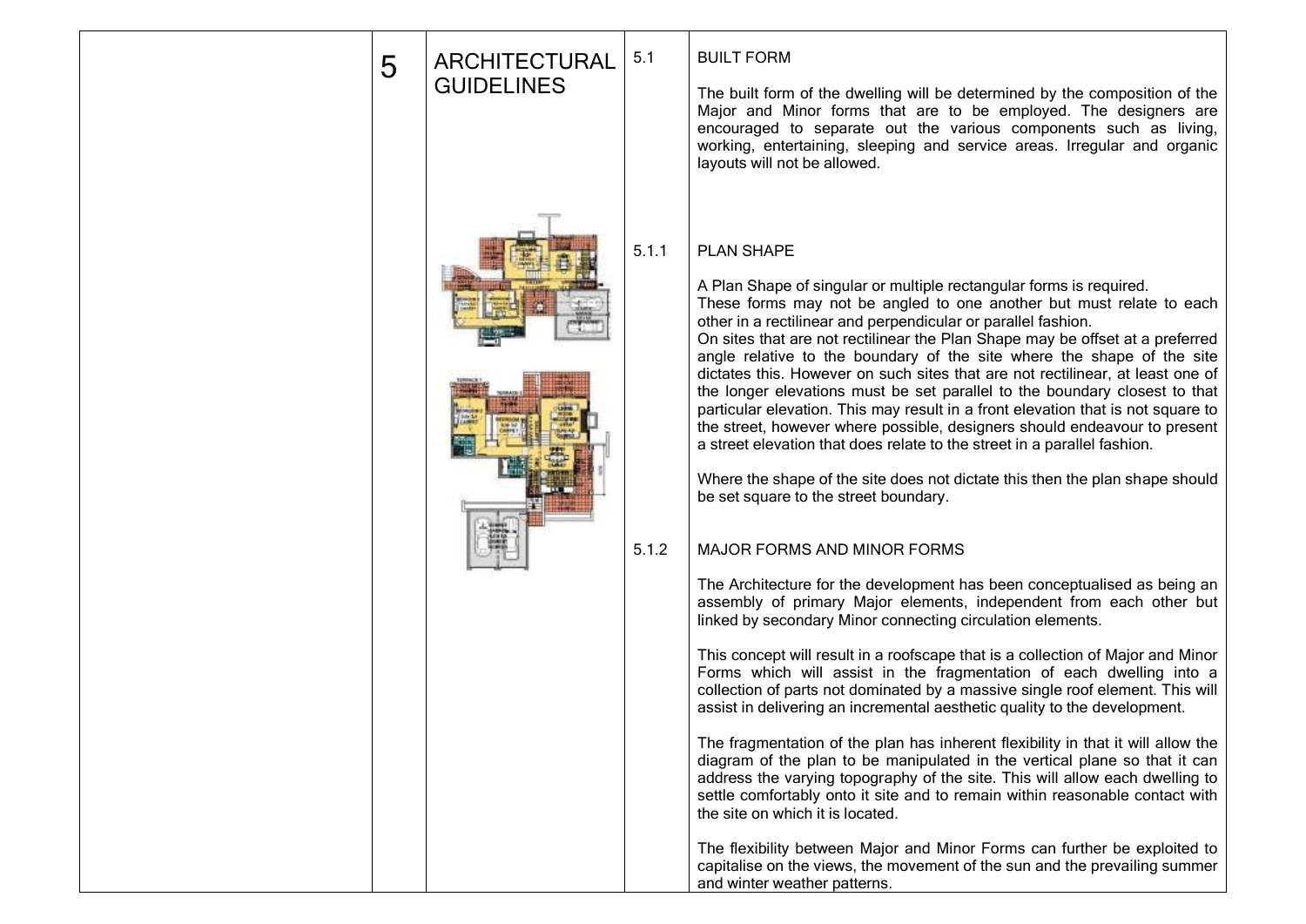# 5 ARCHITECTURAL GUIDELINES

## 5.1 BUILT FORM

The built form of the dwelling will be determined by the composition of the Major and Minor forms that are to be employed. The designers are encouraged to separate out the various components such as living, working, entertaining, sleeping and service areas. Irregular and organic layouts will not be allowed.

### 5.1.1 PLAN SHAPE

A Plan Shape of singular or multiple rectangular forms is required.
These forms may not be angled to one another but must relate to each other in a rectilinear and perpendicular or parallel fashion.
On sites that are not rectilinear the Plan Shape may be offset at a preferred angle relative to the boundary of the site where the shape of the site dictates this. However on such sites that are not rectilinear, at least one of the longer elevations must be set parallel to the boundary closest to that particular elevation. This may result in a front elevation that is not square to the street, however where possible, designers should endeavour to present a street elevation that does relate to the street in a parallel fashion.

Where the shape of the site does not dictate this then the plan shape should be set square to the street boundary.

### 5.1.2 MAJOR FORMS AND MINOR FORMS

The Architecture for the development has been conceptualised as being an assembly of primary Major elements, independent from each other but linked by secondary Minor connecting circulation elements.

This concept will result in a roofscape that is a collection of Major and Minor Forms which will assist in the fragmentation of each dwelling into a collection of parts not dominated by a massive single roof element. This will assist in delivering an incremental aesthetic quality to the development.

The fragmentation of the plan has inherent flexibility in that it will allow the diagram of the plan to be manipulated in the vertical plane so that it can address the varying topography of the site. This will allow each dwelling to settle comfortably onto it site and to remain within reasonable contact with the site on which it is located.

The flexibility between Major and Minor Forms can further be exploited to capitalise on the views, the movement of the sun and the prevailing summer and winter weather patterns.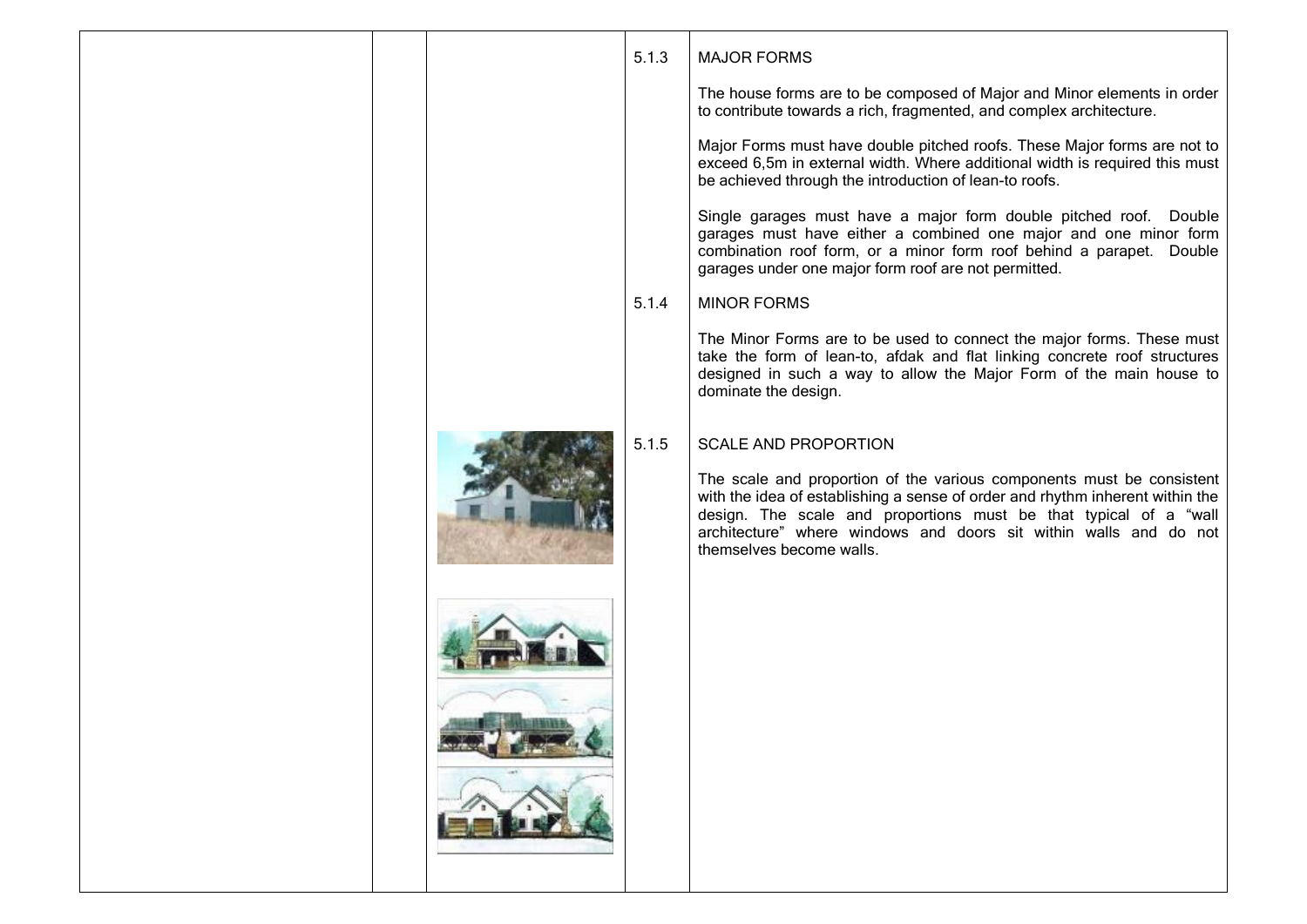### 5.1.3 MAJOR FORMS

The house forms are to be composed of Major and Minor elements in order to contribute towards a rich, fragmented, and complex architecture.

Major Forms must have double pitched roofs. These Major forms are not to exceed 6,5m in external width. Where additional width is required this must be achieved through the introduction of lean-to roofs.

Single garages must have a major form double pitched roof. Double garages must have either a combined one major and one minor form combination roof form, or a minor form roof behind a parapet. Double garages under one major form roof are not permitted.

### 5.1.4 MINOR FORMS

The Minor Forms are to be used to connect the major forms. These must take the form of lean-to, afdak and flat linking concrete roof structures designed in such a way to allow the Major Form of the main house to dominate the design.

### 5.1.5 SCALE AND PROPORTION

The scale and proportion of the various components must be consistent with the idea of establishing a sense of order and rhythm inherent within the design. The scale and proportions must be that typical of a "wall architecture" where windows and doors sit within walls and do not themselves become walls.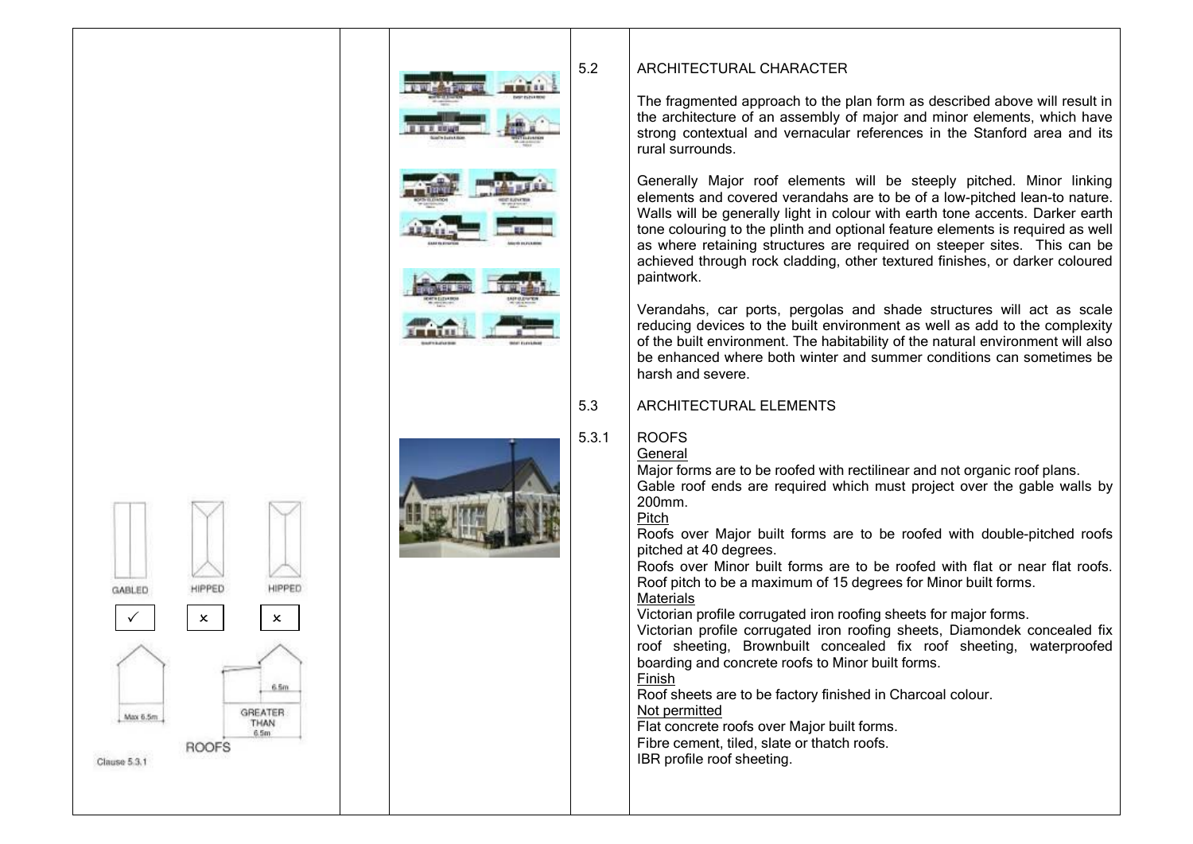## 5.2 ARCHITECTURAL CHARACTER

The fragmented approach to the plan form as described above will result in the architecture of an assembly of major and minor elements, which have strong contextual and vernacular references in the Stanford area and its rural surrounds.

Generally Major roof elements will be steeply pitched. Minor linking elements and covered verandahs are to be of a low-pitched lean-to nature. Walls will be generally light in colour with earth tone accents. Darker earth tone colouring to the plinth and optional feature elements is required as well as where retaining structures are required on steeper sites. This can be achieved through rock cladding, other textured finishes, or darker coloured paintwork.

Verandahs, car ports, pergolas and shade structures will act as scale reducing devices to the built environment as well as add to the complexity of the built environment. The habitability of the natural environment will also be enhanced where both winter and summer conditions can sometimes be harsh and severe.

## 5.3 ARCHITECTURAL ELEMENTS

### 5.3.1 ROOFS

GABLED ✓ HIPPED × HIPPED ×

Max 6.5m — GREATER THAN 6.5m

ROOFS

Clause 5.3.1

General

Major forms are to be roofed with rectilinear and not organic roof plans.
Gable roof ends are required which must project over the gable walls by 200mm.

Pitch

Roofs over Major built forms are to be roofed with double-pitched roofs pitched at 40 degrees.
Roofs over Minor built forms are to be roofed with flat or near flat roofs. Roof pitch to be a maximum of 15 degrees for Minor built forms.

Materials

Victorian profile corrugated iron roofing sheets for major forms.
Victorian profile corrugated iron roofing sheets, Diamondek concealed fix roof sheeting, Brownbuilt concealed fix roof sheeting, waterproofed boarding and concrete roofs to Minor built forms.

Finish

Roof sheets are to be factory finished in Charcoal colour.

Not permitted

Flat concrete roofs over Major built forms.
Fibre cement, tiled, slate or thatch roofs.
IBR profile roof sheeting.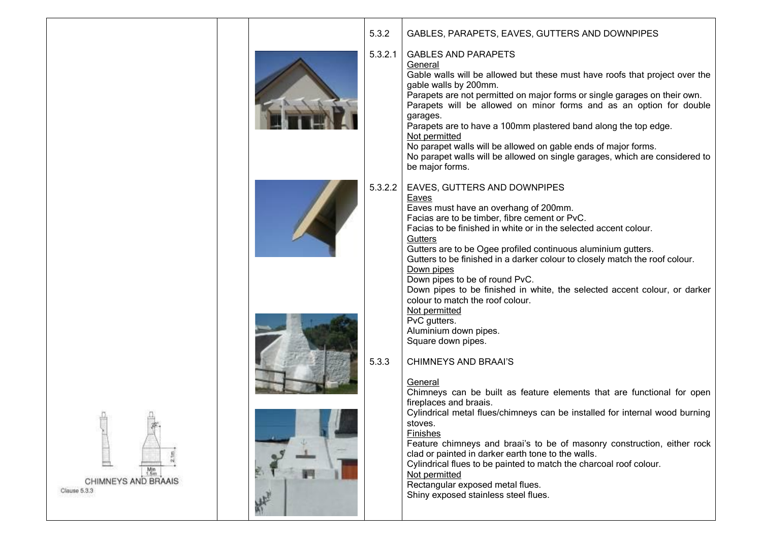5.3.2 GABLES, PARAPETS, EAVES, GUTTERS AND DOWNPIPES

5.3.2.1 GABLES AND PARAPETS

General

Gable walls will be allowed but these must have roofs that project over the gable walls by 200mm.

Parapets are not permitted on major forms or single garages on their own.

Parapets will be allowed on minor forms and as an option for double garages.

Parapets are to have a 100mm plastered band along the top edge.

Not permitted

No parapet walls will be allowed on gable ends of major forms.

No parapet walls will be allowed on single garages, which are considered to be major forms.

5.3.2.2 EAVES, GUTTERS AND DOWNPIPES

Eaves

Eaves must have an overhang of 200mm.

Facias are to be timber, fibre cement or PvC.

Facias to be finished in white or in the selected accent colour.

Gutters

Gutters are to be Ogee profiled continuous aluminium gutters.

Gutters to be finished in a darker colour to closely match the roof colour.

Down pipes

Down pipes to be of round PvC.

Down pipes to be finished in white, the selected accent colour, or darker colour to match the roof colour.

Not permitted

PvC gutters.

Aluminium down pipes.

Square down pipes.

5.3.3 CHIMNEYS AND BRAAI'S

General

Chimneys can be built as feature elements that are functional for open fireplaces and braais.

Cylindrical metal flues/chimneys can be installed for internal wood burning stoves.

Finishes

Feature chimneys and braai's to be of masonry construction, either rock clad or painted in darker earth tone to the walls.

Cylindrical flues to be painted to match the charcoal roof colour.

Not permitted

Rectangular exposed metal flues.

Shiny exposed stainless steel flues.

CHIMNEYS AND BRAAIS

Clause 5.3.3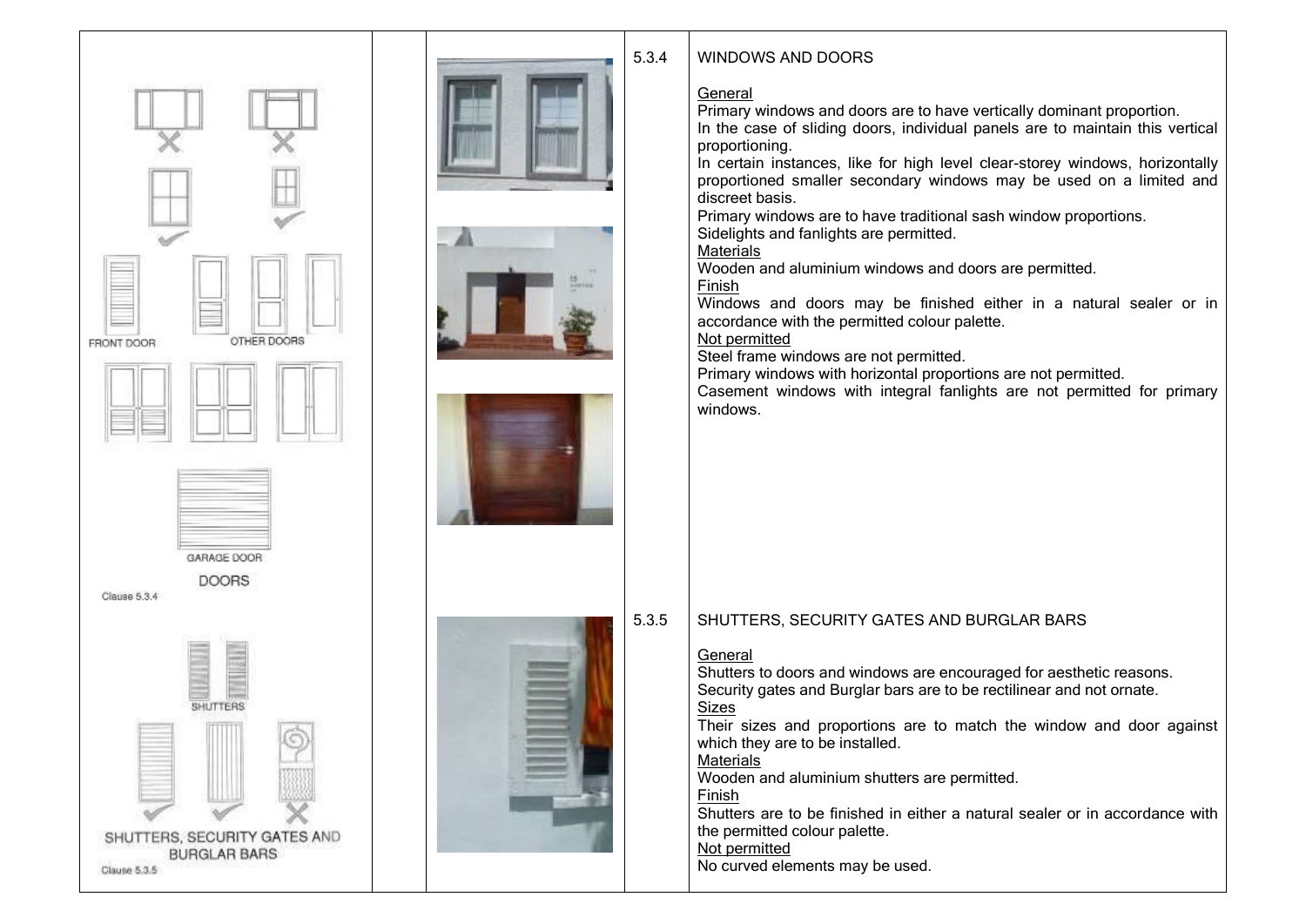FRONT DOOR

OTHER DOORS

GARAGE DOOR

DOORS

Clause 5.3.4

### 5.3.4 WINDOWS AND DOORS

General

Primary windows and doors are to have vertically dominant proportion.
In the case of sliding doors, individual panels are to maintain this vertical proportioning.
In certain instances, like for high level clear-storey windows, horizontally proportioned smaller secondary windows may be used on a limited and discreet basis.
Primary windows are to have traditional sash window proportions.
Sidelights and fanlights are permitted.

Materials

Wooden and aluminium windows and doors are permitted.

Finish

Windows and doors may be finished either in a natural sealer or in accordance with the permitted colour palette.

Not permitted

Steel frame windows are not permitted.
Primary windows with horizontal proportions are not permitted.
Casement windows with integral fanlights are not permitted for primary windows.

SHUTTERS

SHUTTERS, SECURITY GATES AND BURGLAR BARS

Clause 5.3.5

### 5.3.5 SHUTTERS, SECURITY GATES AND BURGLAR BARS

General

Shutters to doors and windows are encouraged for aesthetic reasons.
Security gates and Burglar bars are to be rectilinear and not ornate.

Sizes

Their sizes and proportions are to match the window and door against which they are to be installed.

Materials

Wooden and aluminium shutters are permitted.

Finish

Shutters are to be finished in either a natural sealer or in accordance with the permitted colour palette.

Not permitted

No curved elements may be used.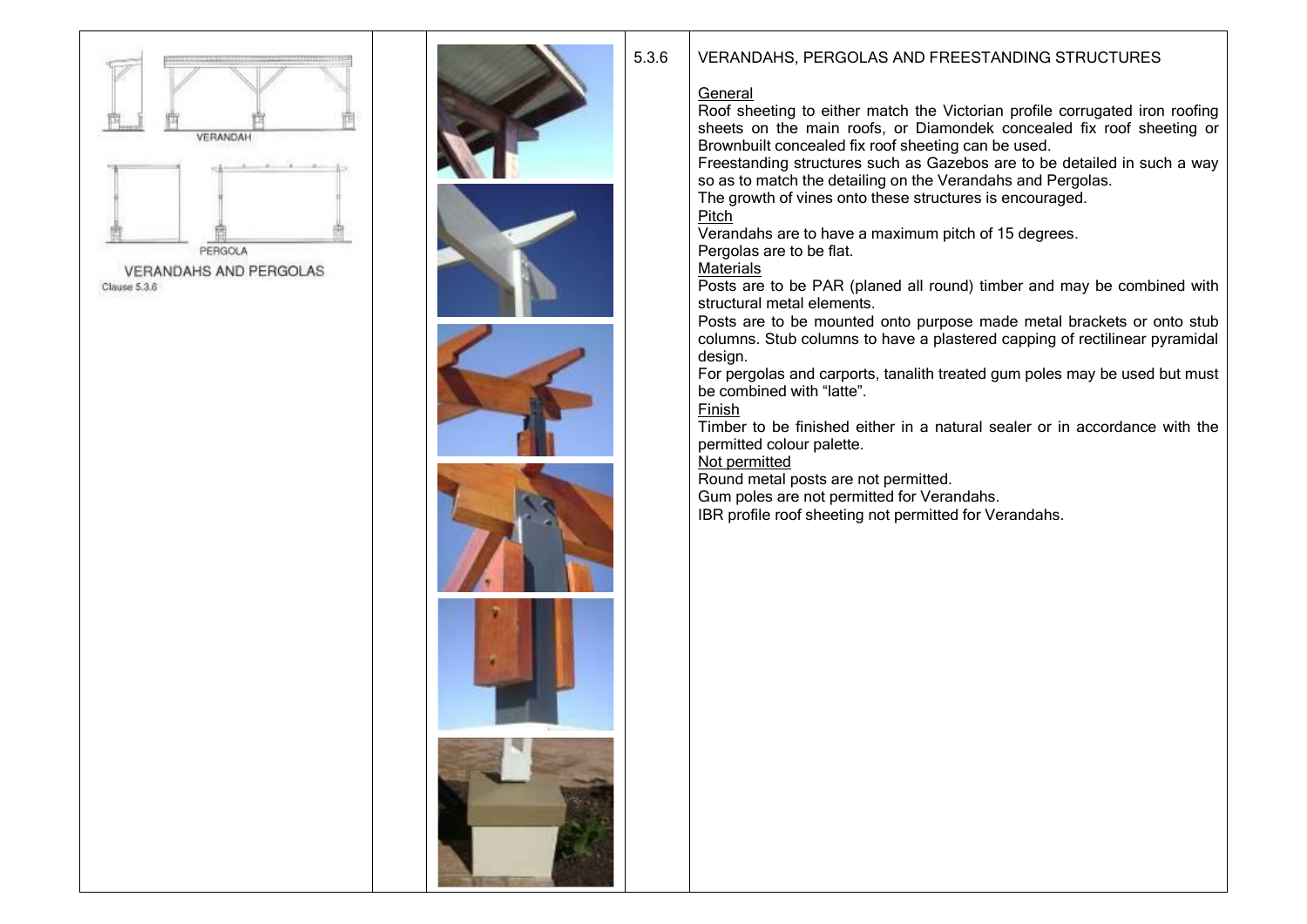VERANDAH

PERGOLA

VERANDAHS AND PERGOLAS

Clause 5.3.6

5.3.6 VERANDAHS, PERGOLAS AND FREESTANDING STRUCTURES

General

Roof sheeting to either match the Victorian profile corrugated iron roofing sheets on the main roofs, or Diamondek concealed fix roof sheeting or Brownbuilt concealed fix roof sheeting can be used.

Freestanding structures such as Gazebos are to be detailed in such a way so as to match the detailing on the Verandahs and Pergolas.

The growth of vines onto these structures is encouraged.

Pitch

Verandahs are to have a maximum pitch of 15 degrees.

Pergolas are to be flat.

Materials

Posts are to be PAR (planed all round) timber and may be combined with structural metal elements.

Posts are to be mounted onto purpose made metal brackets or onto stub columns. Stub columns to have a plastered capping of rectilinear pyramidal design.

For pergolas and carports, tanalith treated gum poles may be used but must be combined with "latte".

Finish

Timber to be finished either in a natural sealer or in accordance with the permitted colour palette.

Not permitted

Round metal posts are not permitted.

Gum poles are not permitted for Verandahs.

IBR profile roof sheeting not permitted for Verandahs.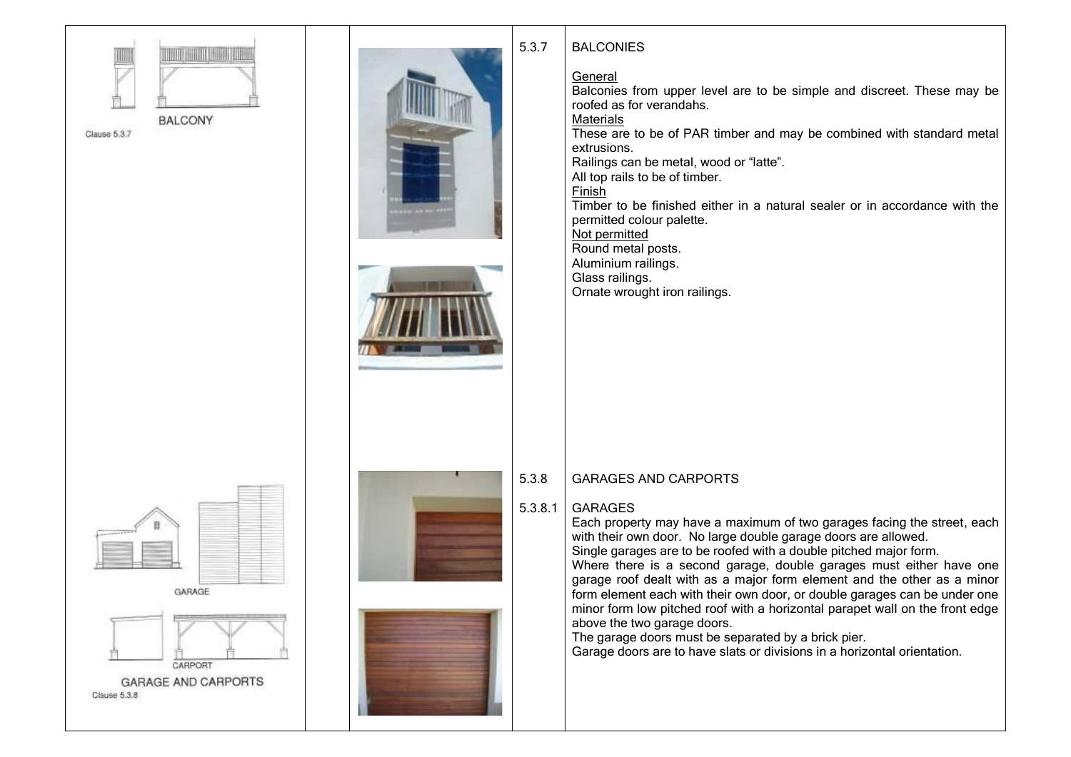BALCONY

Clause 5.3.7

5.3.7 BALCONIES

General

Balconies from upper level are to be simple and discreet. These may be roofed as for verandahs.

Materials

These are to be of PAR timber and may be combined with standard metal extrusions.

Railings can be metal, wood or "latte".

All top rails to be of timber.

Finish

Timber to be finished either in a natural sealer or in accordance with the permitted colour palette.

Not permitted

Round metal posts.

Aluminium railings.

Glass railings.

Ornate wrought iron railings.

GARAGE

CARPORT

GARAGE AND CARPORTS

Clause 5.3.8

5.3.8 GARAGES AND CARPORTS

5.3.8.1 GARAGES

Each property may have a maximum of two garages facing the street, each with their own door. No large double garage doors are allowed.

Single garages are to be roofed with a double pitched major form.

Where there is a second garage, double garages must either have one garage roof dealt with as a major form element and the other as a minor form element each with their own door, or double garages can be under one minor form low pitched roof with a horizontal parapet wall on the front edge above the two garage doors.

The garage doors must be separated by a brick pier.

Garage doors are to have slats or divisions in a horizontal orientation.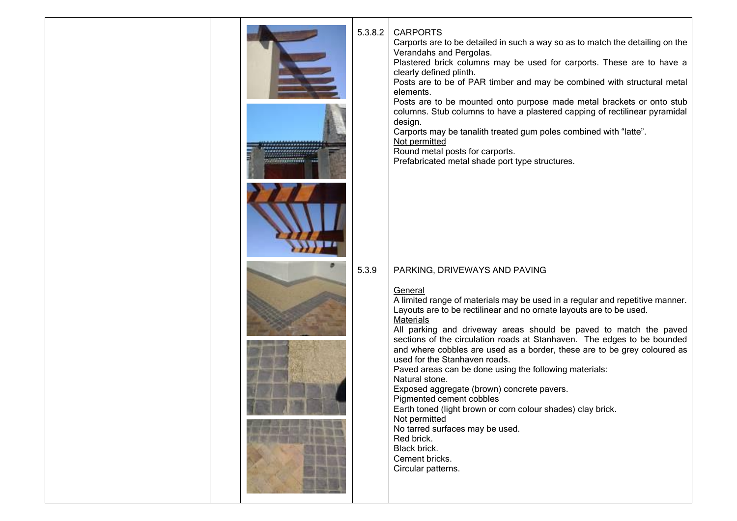| | | | | |
|---|---|---|---|---|
| | | | 5.3.8.2 | CARPORTS<br>Carports are to be detailed in such a way so as to match the detailing on the Verandahs and Pergolas.<br>Plastered brick columns may be used for carports. These are to have a clearly defined plinth.<br>Posts are to be of PAR timber and may be combined with structural metal elements.<br>Posts are to be mounted onto purpose made metal brackets or onto stub columns. Stub columns to have a plastered capping of rectilinear pyramidal design.<br>Carports may be tanalith treated gum poles combined with "latte".<br><u>Not permitted</u><br>Round metal posts for carports.<br>Prefabricated metal shade port type structures. |
| | | | 5.3.9 | PARKING, DRIVEWAYS AND PAVING<br><br><u>General</u><br>A limited range of materials may be used in a regular and repetitive manner.<br>Layouts are to be rectilinear and no ornate layouts are to be used.<br><u>Materials</u><br>All parking and driveway areas should be paved to match the paved sections of the circulation roads at Stanhaven. The edges to be bounded and where cobbles are used as a border, these are to be grey coloured as used for the Stanhaven roads.<br>Paved areas can be done using the following materials:<br>Natural stone.<br>Exposed aggregate (brown) concrete pavers.<br>Pigmented cement cobbles<br>Earth toned (light brown or corn colour shades) clay brick.<br><u>Not permitted</u><br>No tarred surfaces may be used.<br>Red brick.<br>Black brick.<br>Cement bricks.<br>Circular patterns. |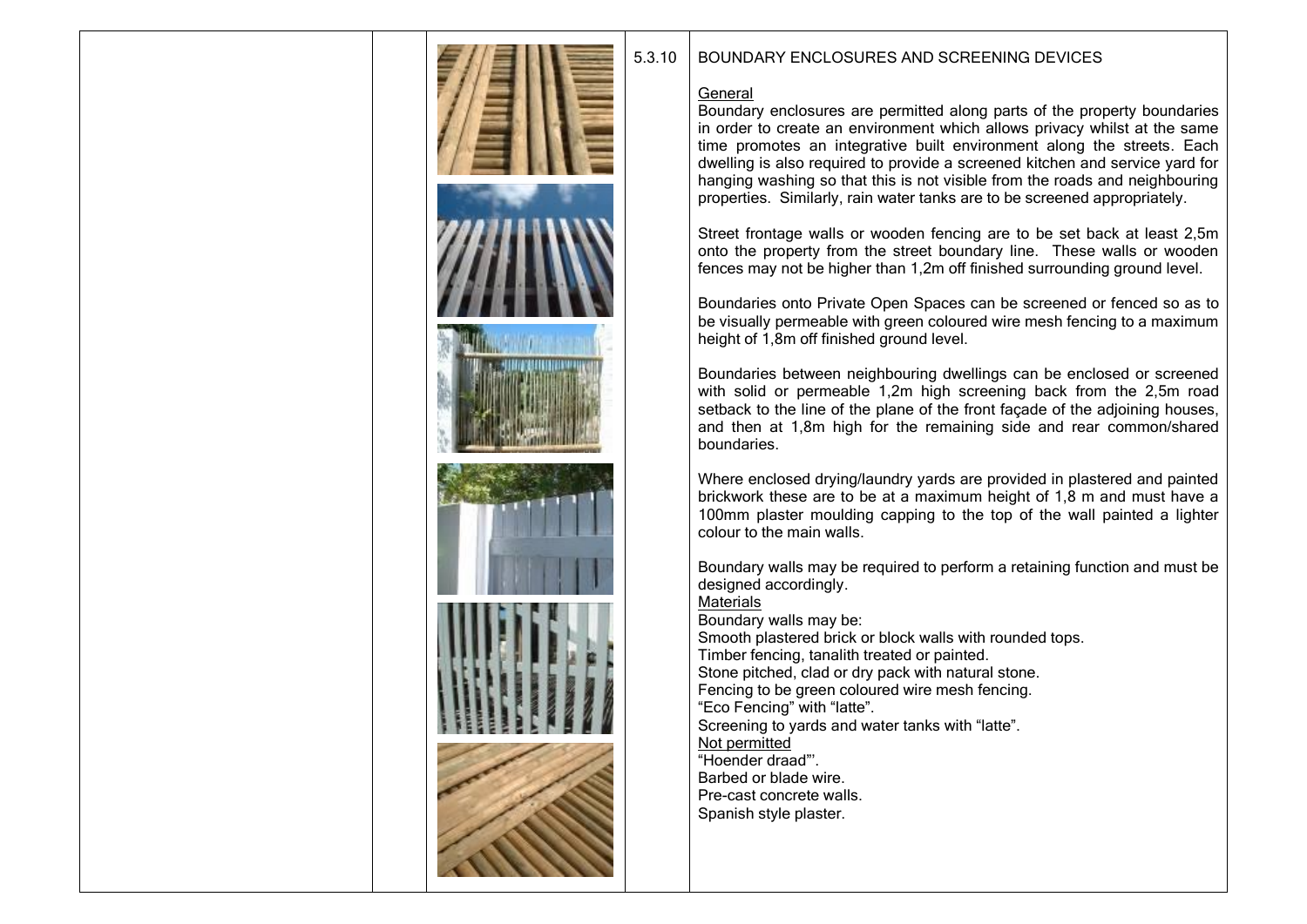## 5.3.10 BOUNDARY ENCLOSURES AND SCREENING DEVICES

General

Boundary enclosures are permitted along parts of the property boundaries in order to create an environment which allows privacy whilst at the same time promotes an integrative built environment along the streets. Each dwelling is also required to provide a screened kitchen and service yard for hanging washing so that this is not visible from the roads and neighbouring properties. Similarly, rain water tanks are to be screened appropriately.

Street frontage walls or wooden fencing are to be set back at least 2,5m onto the property from the street boundary line. These walls or wooden fences may not be higher than 1,2m off finished surrounding ground level.

Boundaries onto Private Open Spaces can be screened or fenced so as to be visually permeable with green coloured wire mesh fencing to a maximum height of 1,8m off finished ground level.

Boundaries between neighbouring dwellings can be enclosed or screened with solid or permeable 1,2m high screening back from the 2,5m road setback to the line of the plane of the front façade of the adjoining houses, and then at 1,8m high for the remaining side and rear common/shared boundaries.

Where enclosed drying/laundry yards are provided in plastered and painted brickwork these are to be at a maximum height of 1,8 m and must have a 100mm plaster moulding capping to the top of the wall painted a lighter colour to the main walls.

Boundary walls may be required to perform a retaining function and must be designed accordingly.

Materials

Boundary walls may be:

Smooth plastered brick or block walls with rounded tops.

Timber fencing, tanalith treated or painted.

Stone pitched, clad or dry pack with natural stone.

Fencing to be green coloured wire mesh fencing.

"Eco Fencing" with "latte".

Screening to yards and water tanks with "latte".

Not permitted

"Hoender draad"'.

Barbed or blade wire.

Pre-cast concrete walls.

Spanish style plaster.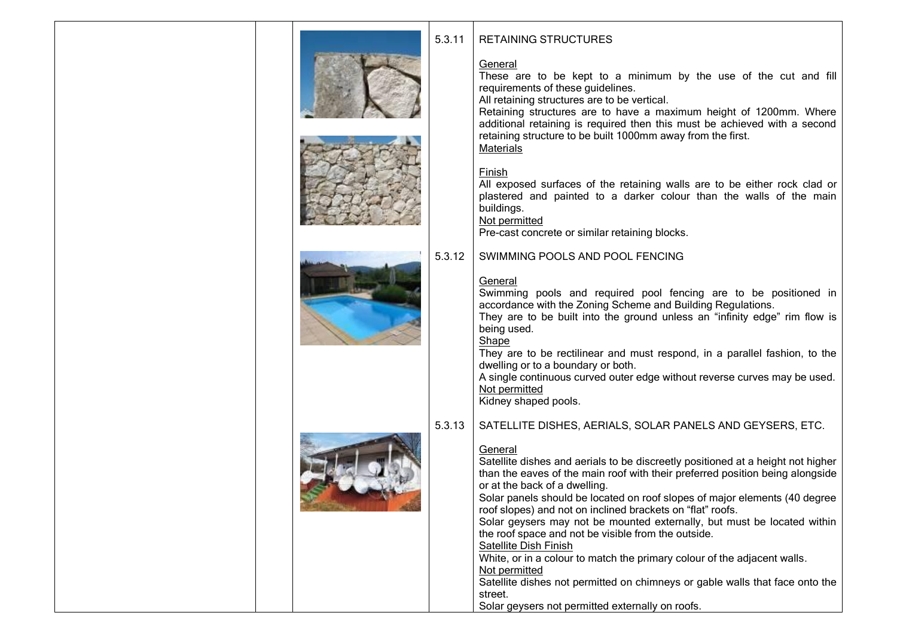### 5.3.11 RETAINING STRUCTURES

General

These are to be kept to a minimum by the use of the cut and fill requirements of these guidelines.
All retaining structures are to be vertical.
Retaining structures are to have a maximum height of 1200mm. Where additional retaining is required then this must be achieved with a second retaining structure to be built 1000mm away from the first.

Materials

Finish

All exposed surfaces of the retaining walls are to be either rock clad or plastered and painted to a darker colour than the walls of the main buildings.

Not permitted

Pre-cast concrete or similar retaining blocks.

### 5.3.12 SWIMMING POOLS AND POOL FENCING

General

Swimming pools and required pool fencing are to be positioned in accordance with the Zoning Scheme and Building Regulations.
They are to be built into the ground unless an "infinity edge" rim flow is being used.

Shape

They are to be rectilinear and must respond, in a parallel fashion, to the dwelling or to a boundary or both.
A single continuous curved outer edge without reverse curves may be used.

Not permitted

Kidney shaped pools.

### 5.3.13 SATELLITE DISHES, AERIALS, SOLAR PANELS AND GEYSERS, ETC.

General

Satellite dishes and aerials to be discreetly positioned at a height not higher than the eaves of the main roof with their preferred position being alongside or at the back of a dwelling.
Solar panels should be located on roof slopes of major elements (40 degree roof slopes) and not on inclined brackets on "flat" roofs.
Solar geysers may not be mounted externally, but must be located within the roof space and not be visible from the outside.

Satellite Dish Finish

White, or in a colour to match the primary colour of the adjacent walls.

Not permitted

Satellite dishes not permitted on chimneys or gable walls that face onto the street.
Solar geysers not permitted externally on roofs.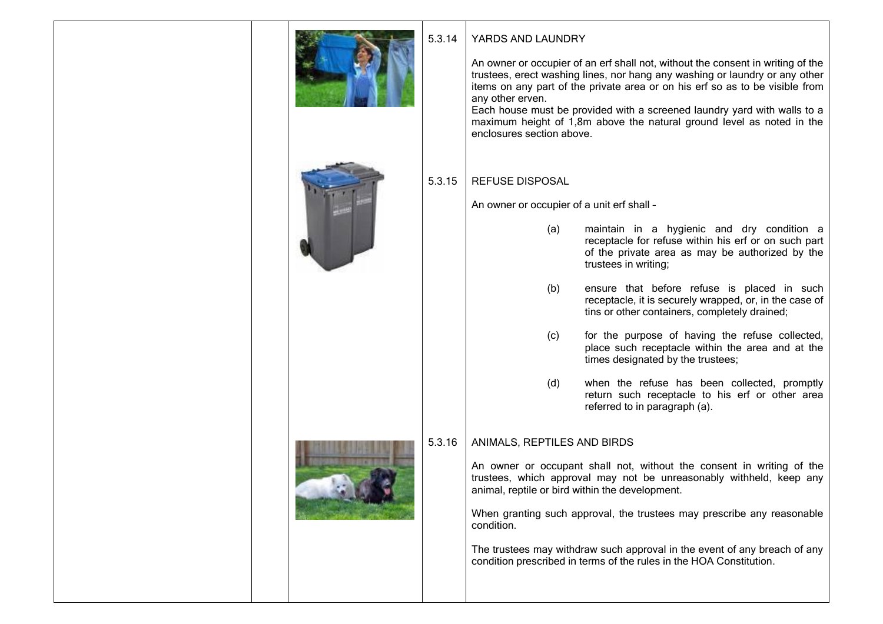### 5.3.14 YARDS AND LAUNDRY

An owner or occupier of an erf shall not, without the consent in writing of the trustees, erect washing lines, nor hang any washing or laundry or any other items on any part of the private area or on his erf so as to be visible from any other erven.
Each house must be provided with a screened laundry yard with walls to a maximum height of 1,8m above the natural ground level as noted in the enclosures section above.

### 5.3.15 REFUSE DISPOSAL

An owner or occupier of a unit erf shall –

(a) maintain in a hygienic and dry condition a receptacle for refuse within his erf or on such part of the private area as may be authorized by the trustees in writing;

(b) ensure that before refuse is placed in such receptacle, it is securely wrapped, or, in the case of tins or other containers, completely drained;

(c) for the purpose of having the refuse collected, place such receptacle within the area and at the times designated by the trustees;

(d) when the refuse has been collected, promptly return such receptacle to his erf or other area referred to in paragraph (a).

### 5.3.16 ANIMALS, REPTILES AND BIRDS

An owner or occupant shall not, without the consent in writing of the trustees, which approval may not be unreasonably withheld, keep any animal, reptile or bird within the development.

When granting such approval, the trustees may prescribe any reasonable condition.

The trustees may withdraw such approval in the event of any breach of any condition prescribed in terms of the rules in the HOA Constitution.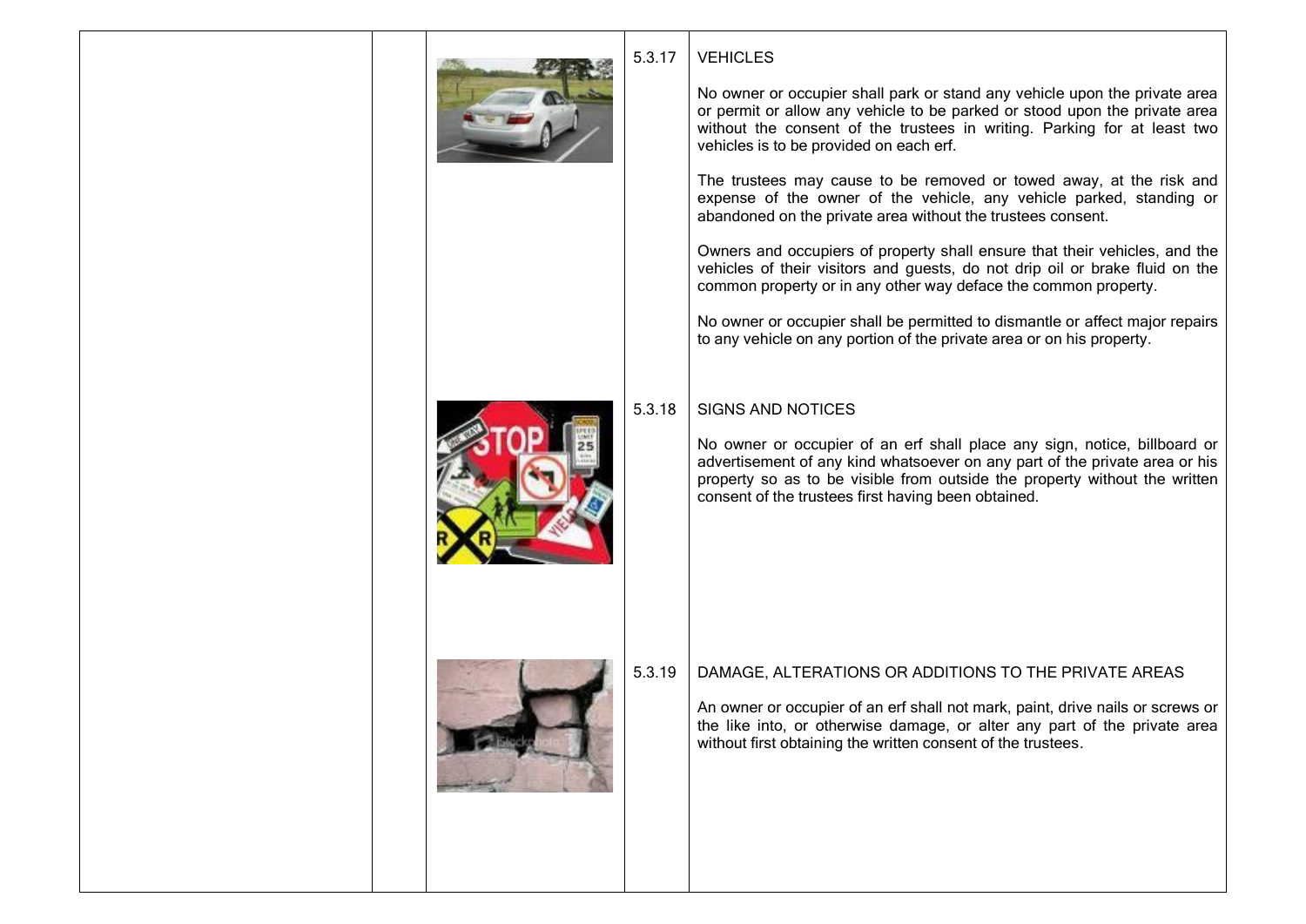### 5.3.17 VEHICLES

No owner or occupier shall park or stand any vehicle upon the private area or permit or allow any vehicle to be parked or stood upon the private area without the consent of the trustees in writing. Parking for at least two vehicles is to be provided on each erf.

The trustees may cause to be removed or towed away, at the risk and expense of the owner of the vehicle, any vehicle parked, standing or abandoned on the private area without the trustees consent.

Owners and occupiers of property shall ensure that their vehicles, and the vehicles of their visitors and guests, do not drip oil or brake fluid on the common property or in any other way deface the common property.

No owner or occupier shall be permitted to dismantle or affect major repairs to any vehicle on any portion of the private area or on his property.

### 5.3.18 SIGNS AND NOTICES

No owner or occupier of an erf shall place any sign, notice, billboard or advertisement of any kind whatsoever on any part of the private area or his property so as to be visible from outside the property without the written consent of the trustees first having been obtained.

### 5.3.19 DAMAGE, ALTERATIONS OR ADDITIONS TO THE PRIVATE AREAS

An owner or occupier of an erf shall not mark, paint, drive nails or screws or the like into, or otherwise damage, or alter any part of the private area without first obtaining the written consent of the trustees.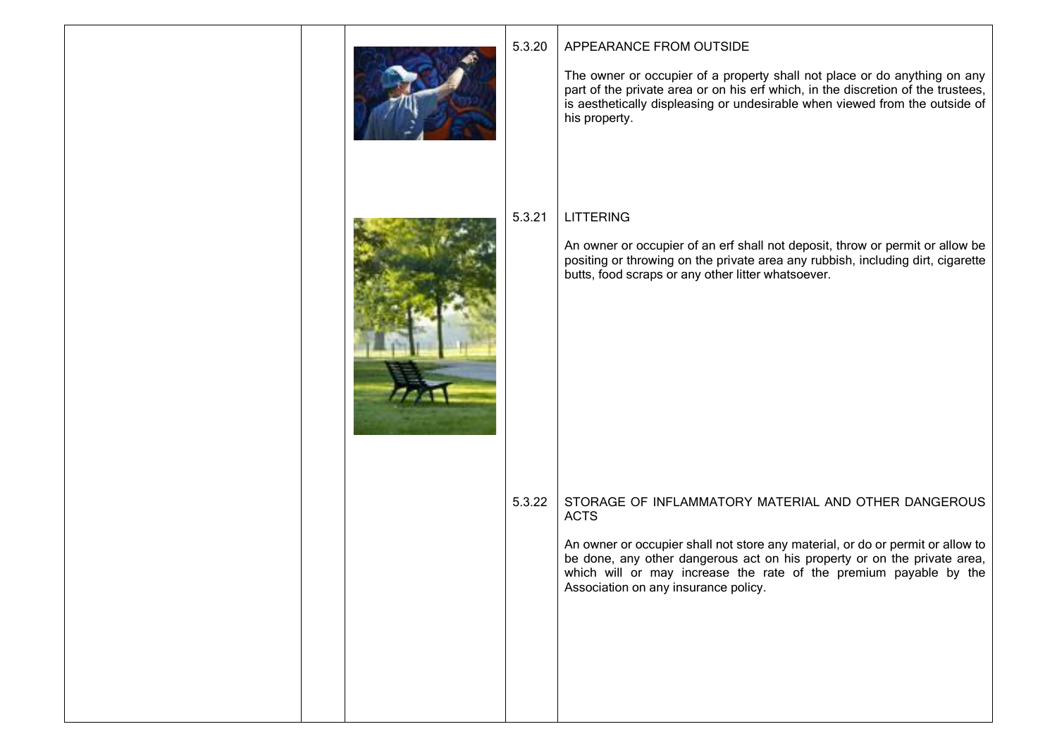| | | | | |
|---|---|---|---|---|
| | | | 5.3.20 | APPEARANCE FROM OUTSIDE<br><br>The owner or occupier of a property shall not place or do anything on any part of the private area or on his erf which, in the discretion of the trustees, is aesthetically displeasing or undesirable when viewed from the outside of his property. |
| | | | 5.3.21 | LITTERING<br><br>An owner or occupier of an erf shall not deposit, throw or permit or allow be positing or throwing on the private area any rubbish, including dirt, cigarette butts, food scraps or any other litter whatsoever. |
| | | | 5.3.22 | STORAGE OF INFLAMMATORY MATERIAL AND OTHER DANGEROUS ACTS<br><br>An owner or occupier shall not store any material, or do or permit or allow to be done, any other dangerous act on his property or on the private area, which will or may increase the rate of the premium payable by the Association on any insurance policy. |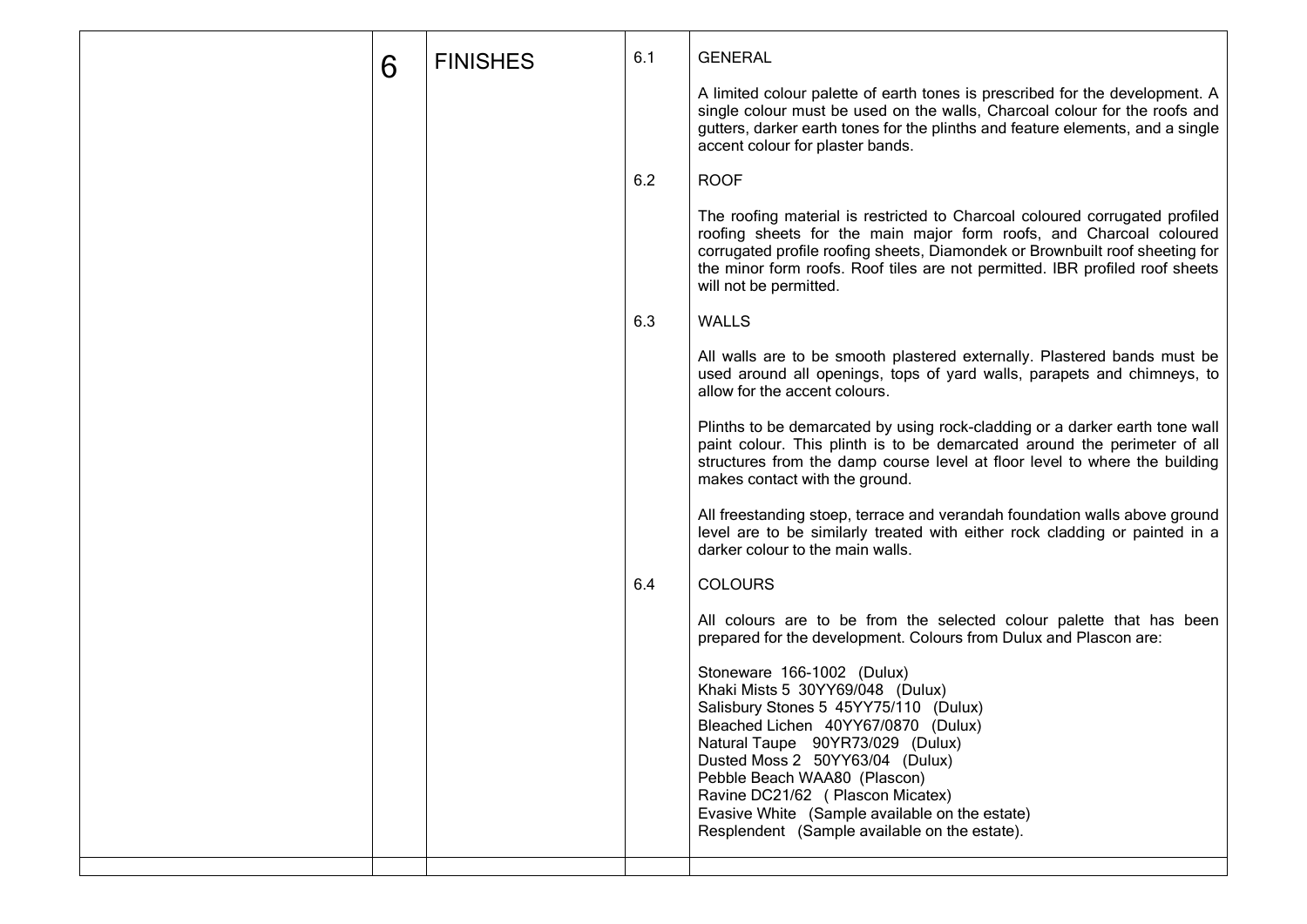## 6 FINISHES

### 6.1 GENERAL

A limited colour palette of earth tones is prescribed for the development. A single colour must be used on the walls, Charcoal colour for the roofs and gutters, darker earth tones for the plinths and feature elements, and a single accent colour for plaster bands.

### 6.2 ROOF

The roofing material is restricted to Charcoal coloured corrugated profiled roofing sheets for the main major form roofs, and Charcoal coloured corrugated profile roofing sheets, Diamondek or Brownbuilt roof sheeting for the minor form roofs. Roof tiles are not permitted. IBR profiled roof sheets will not be permitted.

### 6.3 WALLS

All walls are to be smooth plastered externally. Plastered bands must be used around all openings, tops of yard walls, parapets and chimneys, to allow for the accent colours.

Plinths to be demarcated by using rock-cladding or a darker earth tone wall paint colour. This plinth is to be demarcated around the perimeter of all structures from the damp course level at floor level to where the building makes contact with the ground.

All freestanding stoep, terrace and verandah foundation walls above ground level are to be similarly treated with either rock cladding or painted in a darker colour to the main walls.

### 6.4 COLOURS

All colours are to be from the selected colour palette that has been prepared for the development. Colours from Dulux and Plascon are:

Stoneware 166-1002 (Dulux)
Khaki Mists 5 30YY69/048 (Dulux)
Salisbury Stones 5 45YY75/110 (Dulux)
Bleached Lichen 40YY67/0870 (Dulux)
Natural Taupe 90YR73/029 (Dulux)
Dusted Moss 2 50YY63/04 (Dulux)
Pebble Beach WAA80 (Plascon)
Ravine DC21/62 ( Plascon Micatex)
Evasive White (Sample available on the estate)
Resplendent (Sample available on the estate).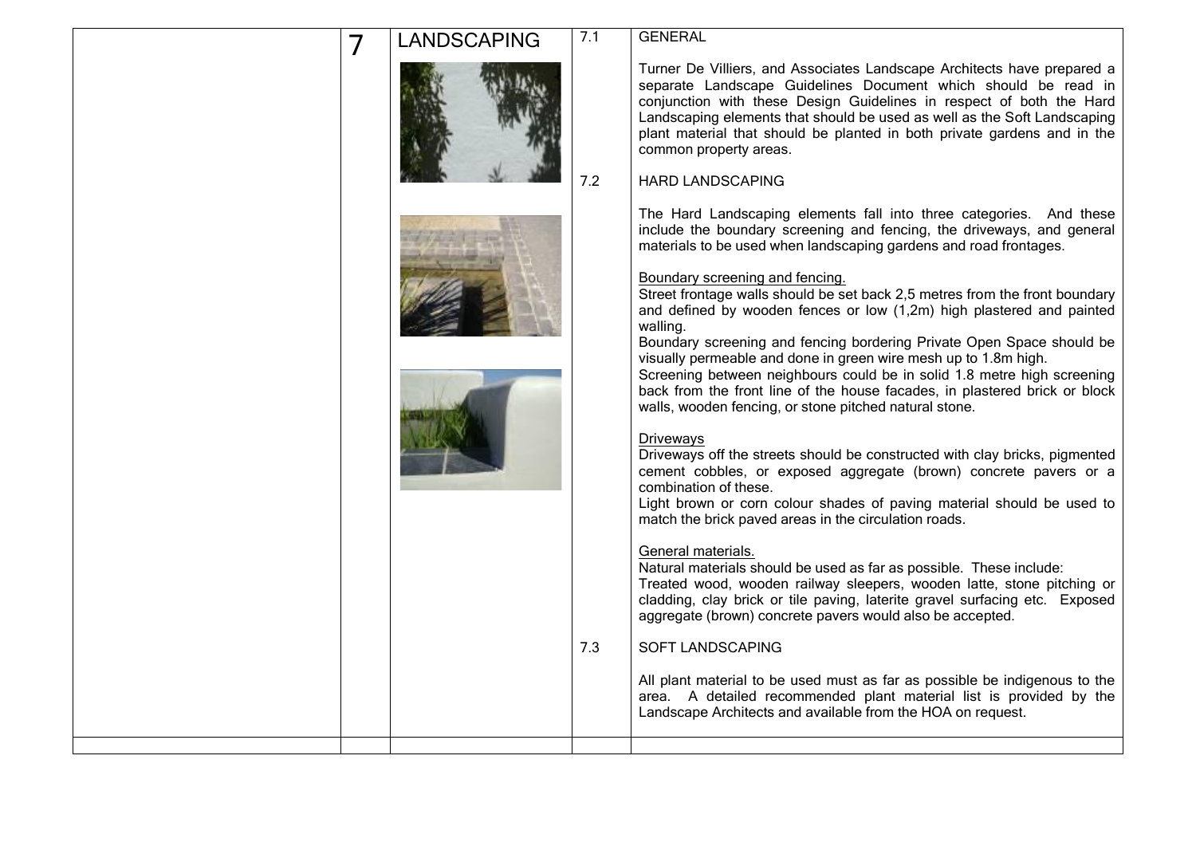## 7 LANDSCAPING

### 7.1 GENERAL

Turner De Villiers, and Associates Landscape Architects have prepared a separate Landscape Guidelines Document which should be read in conjunction with these Design Guidelines in respect of both the Hard Landscaping elements that should be used as well as the Soft Landscaping plant material that should be planted in both private gardens and in the common property areas.

### 7.2 HARD LANDSCAPING

The Hard Landscaping elements fall into three categories. And these include the boundary screening and fencing, the driveways, and general materials to be used when landscaping gardens and road frontages.

Boundary screening and fencing.

Street frontage walls should be set back 2,5 metres from the front boundary and defined by wooden fences or low (1,2m) high plastered and painted walling.

Boundary screening and fencing bordering Private Open Space should be visually permeable and done in green wire mesh up to 1.8m high.

Screening between neighbours could be in solid 1.8 metre high screening back from the front line of the house facades, in plastered brick or block walls, wooden fencing, or stone pitched natural stone.

Driveways

Driveways off the streets should be constructed with clay bricks, pigmented cement cobbles, or exposed aggregate (brown) concrete pavers or a combination of these.

Light brown or corn colour shades of paving material should be used to match the brick paved areas in the circulation roads.

General materials.

Natural materials should be used as far as possible. These include:

Treated wood, wooden railway sleepers, wooden latte, stone pitching or cladding, clay brick or tile paving, laterite gravel surfacing etc. Exposed aggregate (brown) concrete pavers would also be accepted.

### 7.3 SOFT LANDSCAPING

All plant material to be used must as far as possible be indigenous to the area. A detailed recommended plant material list is provided by the Landscape Architects and available from the HOA on request.